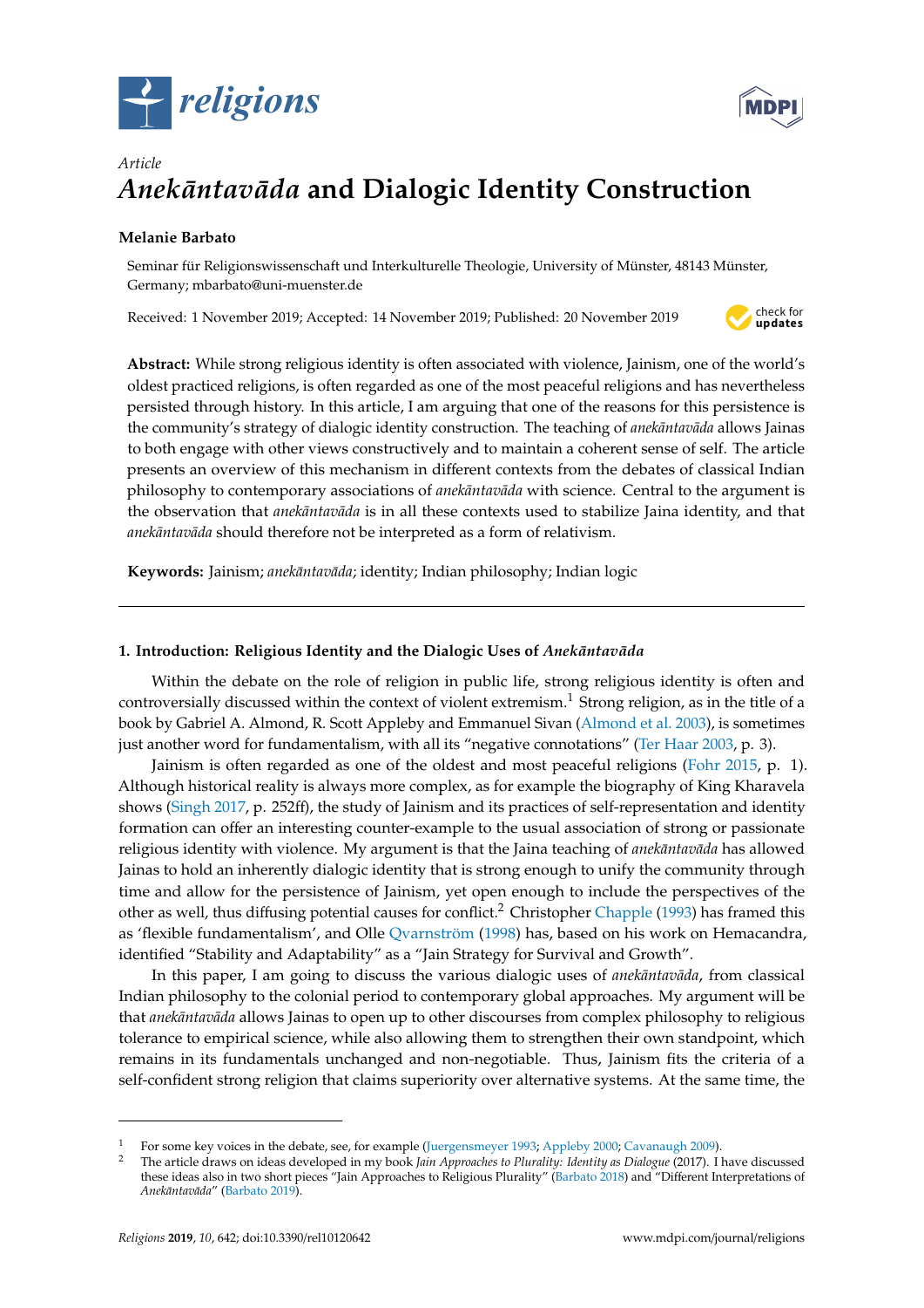*Article*

# *Anekāntavāda* and Dialogic Identity Construction

**Melanie Barbato**

Seminar für Religionswissenschaft und Interkulturelle Theologie, University of Münster, 48143 Münster, Germany; mbarbato@uni-muenster.de

Received: 1 November 2019; Accepted: 14 November 2019; Published: 20 November 2019

**Abstract:** While strong religious identity is often associated with violence, Jainism, one of the world's oldest practiced religions, is often regarded as one of the most peaceful religions and has nevertheless persisted through history. In this article, I am arguing that one of the reasons for this persistence is the community's strategy of dialogic identity construction. The teaching of *anekāntavāda* allows Jainas to both engage with other views constructively and to maintain a coherent sense of self. The article presents an overview of this mechanism in different contexts from the debates of classical Indian philosophy to contemporary associations of *anekāntavāda* with science. Central to the argument is the observation that *anekāntavāda* is in all these contexts used to stabilize Jaina identity, and that *anekāntavāda* should therefore not be interpreted as a form of relativism.

**Keywords:** Jainism; *anekāntavāda*; identity; Indian philosophy; Indian logic

## 1. Introduction: Religious Identity and the Dialogic Uses of *Anekāntavāda*

Within the debate on the role of religion in public life, strong religious identity is often and controversially discussed within the context of violent extremism.[1] Strong religion, as in the title of a book by Gabriel A. Almond, R. Scott Appleby and Emmanuel Sivan (Almond et al. 2003), is sometimes just another word for fundamentalism, with all its "negative connotations" (Ter Haar 2003, p. 3).

Jainism is often regarded as one of the oldest and most peaceful religions (Fohr 2015, p. 1). Although historical reality is always more complex, as for example the biography of King Kharavela shows (Singh 2017, p. 252ff), the study of Jainism and its practices of self-representation and identity formation can offer an interesting counter-example to the usual association of strong or passionate religious identity with violence. My argument is that the Jaina teaching of *anekāntavāda* has allowed Jainas to hold an inherently dialogic identity that is strong enough to unify the community through time and allow for the persistence of Jainism, yet open enough to include the perspectives of the other as well, thus diffusing potential causes for conflict.[2] Christopher Chapple (1993) has framed this as 'flexible fundamentalism', and Olle Qvarnström (1998) has, based on his work on Hemacandra, identified "Stability and Adaptability" as a "Jain Strategy for Survival and Growth".

In this paper, I am going to discuss the various dialogic uses of *anekāntavāda*, from classical Indian philosophy to the colonial period to contemporary global approaches. My argument will be that *anekāntavāda* allows Jainas to open up to other discourses from complex philosophy to religious tolerance to empirical science, while also allowing them to strengthen their own standpoint, which remains in its fundamentals unchanged and non-negotiable. Thus, Jainism fits the criteria of a self-confident strong religion that claims superiority over alternative systems. At the same time, the

---

[1] For some key voices in the debate, see, for example (Juergensmeyer 1993; Appleby 2000; Cavanaugh 2009).

[2] The article draws on ideas developed in my book *Jain Approaches to Plurality: Identity as Dialogue* (2017). I have discussed these ideas also in two short pieces "Jain Approaches to Religious Plurality" (Barbato 2018) and "Different Interpretations of *Anekāntavāda*" (Barbato 2019).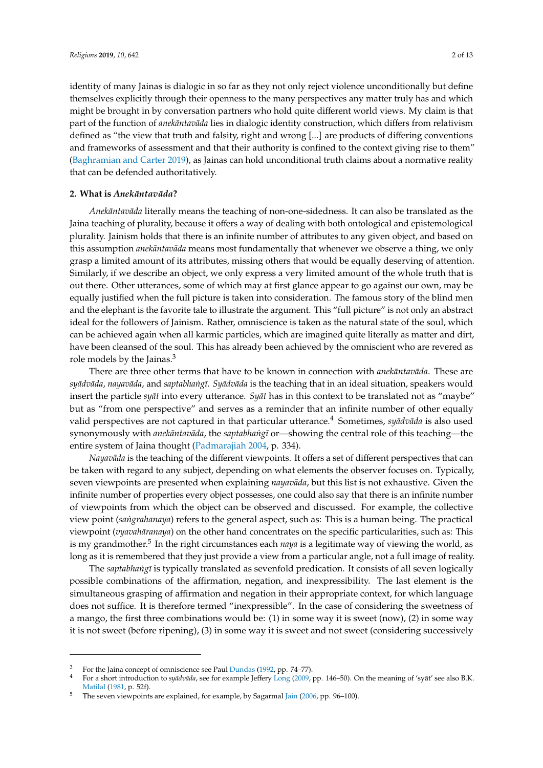identity of many Jainas is dialogic in so far as they not only reject violence unconditionally but define themselves explicitly through their openness to the many perspectives any matter truly has and which might be brought in by conversation partners who hold quite different world views. My claim is that part of the function of *anekāntavāda* lies in dialogic identity construction, which differs from relativism defined as "the view that truth and falsity, right and wrong [...] are products of differing conventions and frameworks of assessment and that their authority is confined to the context giving rise to them" (Baghramian and Carter 2019), as Jainas can hold unconditional truth claims about a normative reality that can be defended authoritatively.

## 2. What is *Anekāntavāda*?

*Anekāntavāda* literally means the teaching of non-one-sidedness. It can also be translated as the Jaina teaching of plurality, because it offers a way of dealing with both ontological and epistemological plurality. Jainism holds that there is an infinite number of attributes to any given object, and based on this assumption *anekāntavāda* means most fundamentally that whenever we observe a thing, we only grasp a limited amount of its attributes, missing others that would be equally deserving of attention. Similarly, if we describe an object, we only express a very limited amount of the whole truth that is out there. Other utterances, some of which may at first glance appear to go against our own, may be equally justified when the full picture is taken into consideration. The famous story of the blind men and the elephant is the favorite tale to illustrate the argument. This "full picture" is not only an abstract ideal for the followers of Jainism. Rather, omniscience is taken as the natural state of the soul, which can be achieved again when all karmic particles, which are imagined quite literally as matter and dirt, have been cleansed of the soul. This has already been achieved by the omniscient who are revered as role models by the Jainas.[3]

There are three other terms that have to be known in connection with *anekāntavāda*. These are *syādvāda*, *nayavāda*, and *saptabhaṅgī*. *Syādvāda* is the teaching that in an ideal situation, speakers would insert the particle *syāt* into every utterance. *Syāt* has in this context to be translated not as "maybe" but as "from one perspective" and serves as a reminder that an infinite number of other equally valid perspectives are not captured in that particular utterance.[4] Sometimes, *syādvāda* is also used synonymously with *anekāntavāda*, the *saptabhaṅgī* or—showing the central role of this teaching—the entire system of Jaina thought (Padmarajiah 2004, p. 334).

*Nayavāda* is the teaching of the different viewpoints. It offers a set of different perspectives that can be taken with regard to any subject, depending on what elements the observer focuses on. Typically, seven viewpoints are presented when explaining *nayavāda*, but this list is not exhaustive. Given the infinite number of properties every object possesses, one could also say that there is an infinite number of viewpoints from which the object can be observed and discussed. For example, the collective view point (*saṅgrahanaya*) refers to the general aspect, such as: This is a human being. The practical viewpoint (*vyavahāranaya*) on the other hand concentrates on the specific particularities, such as: This is my grandmother.[5] In the right circumstances each *naya* is a legitimate way of viewing the world, as long as it is remembered that they just provide a view from a particular angle, not a full image of reality.

The *saptabhaṅgī* is typically translated as sevenfold predication. It consists of all seven logically possible combinations of the affirmation, negation, and inexpressibility. The last element is the simultaneous grasping of affirmation and negation in their appropriate context, for which language does not suffice. It is therefore termed "inexpressible". In the case of considering the sweetness of a mango, the first three combinations would be: (1) in some way it is sweet (now), (2) in some way it is not sweet (before ripening), (3) in some way it is sweet and not sweet (considering successively

---

[3] For the Jaina concept of omniscience see Paul Dundas (1992, pp. 74–77).

[4] For a short introduction to *syādvāda*, see for example Jeffery Long (2009, pp. 146–50). On the meaning of 'syāt' see also B.K. Matilal (1981, p. 52f).

[5] The seven viewpoints are explained, for example, by Sagarmal Jain (2006, pp. 96–100).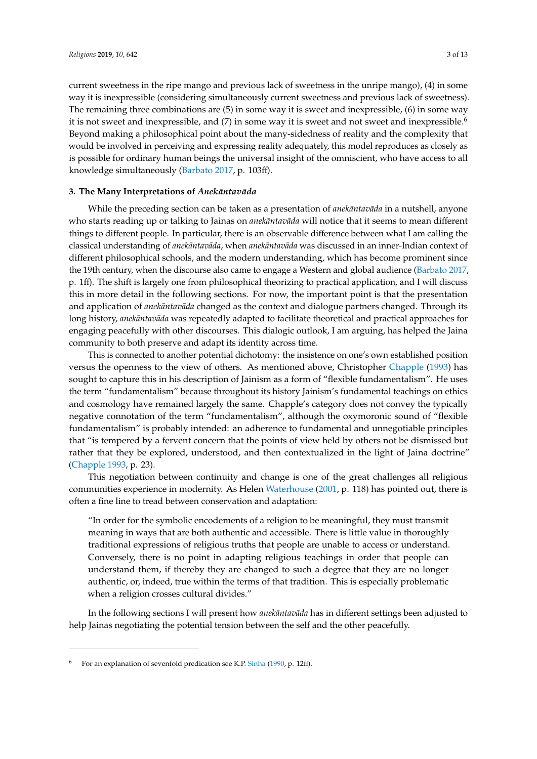current sweetness in the ripe mango and previous lack of sweetness in the unripe mango), (4) in some way it is inexpressible (considering simultaneously current sweetness and previous lack of sweetness). The remaining three combinations are (5) in some way it is sweet and inexpressible, (6) in some way it is not sweet and inexpressible, and (7) in some way it is sweet and not sweet and inexpressible.[6] Beyond making a philosophical point about the many-sidedness of reality and the complexity that would be involved in perceiving and expressing reality adequately, this model reproduces as closely as is possible for ordinary human beings the universal insight of the omniscient, who have access to all knowledge simultaneously (Barbato 2017, p. 103ff).

### 3. The Many Interpretations of *Anekāntavāda*

While the preceding section can be taken as a presentation of *anekāntavāda* in a nutshell, anyone who starts reading up or talking to Jainas on *anekāntavāda* will notice that it seems to mean different things to different people. In particular, there is an observable difference between what I am calling the classical understanding of *anekāntavāda*, when *anekāntavāda* was discussed in an inner-Indian context of different philosophical schools, and the modern understanding, which has become prominent since the 19th century, when the discourse also came to engage a Western and global audience (Barbato 2017, p. 1ff). The shift is largely one from philosophical theorizing to practical application, and I will discuss this in more detail in the following sections. For now, the important point is that the presentation and application of *anekāntavāda* changed as the context and dialogue partners changed. Through its long history, *anekāntavāda* was repeatedly adapted to facilitate theoretical and practical approaches for engaging peacefully with other discourses. This dialogic outlook, I am arguing, has helped the Jaina community to both preserve and adapt its identity across time.

This is connected to another potential dichotomy: the insistence on one's own established position versus the openness to the view of others. As mentioned above, Christopher Chapple (1993) has sought to capture this in his description of Jainism as a form of "flexible fundamentalism". He uses the term "fundamentalism" because throughout its history Jainism's fundamental teachings on ethics and cosmology have remained largely the same. Chapple's category does not convey the typically negative connotation of the term "fundamentalism", although the oxymoronic sound of "flexible fundamentalism" is probably intended: an adherence to fundamental and unnegotiable principles that "is tempered by a fervent concern that the points of view held by others not be dismissed but rather that they be explored, understood, and then contextualized in the light of Jaina doctrine" (Chapple 1993, p. 23).

This negotiation between continuity and change is one of the great challenges all religious communities experience in modernity. As Helen Waterhouse (2001, p. 118) has pointed out, there is often a fine line to tread between conservation and adaptation:

> "In order for the symbolic encodements of a religion to be meaningful, they must transmit meaning in ways that are both authentic and accessible. There is little value in thoroughly traditional expressions of religious truths that people are unable to access or understand. Conversely, there is no point in adapting religious teachings in order that people can understand them, if thereby they are changed to such a degree that they are no longer authentic, or, indeed, true within the terms of that tradition. This is especially problematic when a religion crosses cultural divides."

In the following sections I will present how *anekāntavāda* has in different settings been adjusted to help Jainas negotiating the potential tension between the self and the other peacefully.

[6] For an explanation of sevenfold predication see K.P. Sinha (1990, p. 12ff).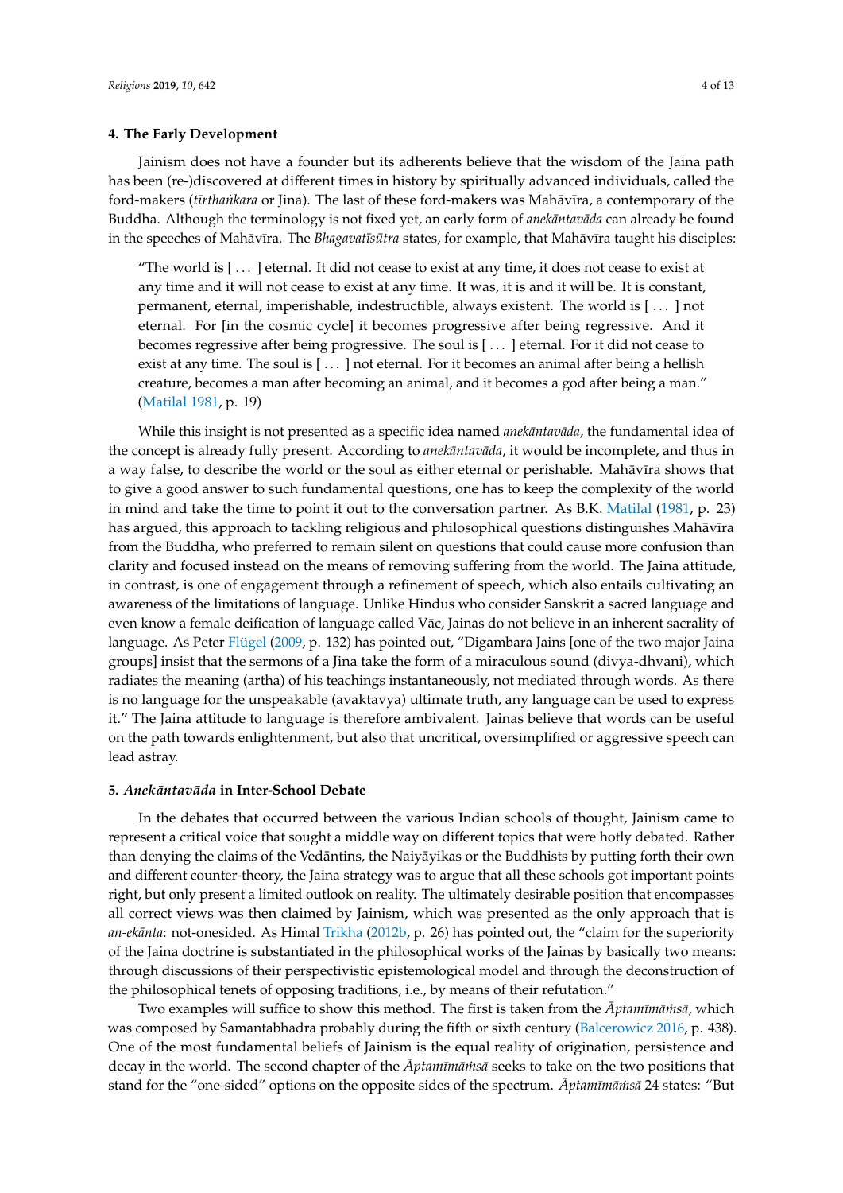## 4. The Early Development

Jainism does not have a founder but its adherents believe that the wisdom of the Jaina path has been (re-)discovered at different times in history by spiritually advanced individuals, called the ford-makers (*tīrthaṅkara* or Jina). The last of these ford-makers was Mahāvīra, a contemporary of the Buddha. Although the terminology is not fixed yet, an early form of *anekāntavāda* can already be found in the speeches of Mahāvīra. The *Bhagavatīsūtra* states, for example, that Mahāvīra taught his disciples:

> "The world is [ ... ] eternal. It did not cease to exist at any time, it does not cease to exist at any time and it will not cease to exist at any time. It was, it is and it will be. It is constant, permanent, eternal, imperishable, indestructible, always existent. The world is [ ... ] not eternal. For [in the cosmic cycle] it becomes progressive after being regressive. And it becomes regressive after being progressive. The soul is [ ... ] eternal. For it did not cease to exist at any time. The soul is [ ... ] not eternal. For it becomes an animal after being a hellish creature, becomes a man after becoming an animal, and it becomes a god after being a man." (Matilal 1981, p. 19)

While this insight is not presented as a specific idea named *anekāntavāda*, the fundamental idea of the concept is already fully present. According to *anekāntavāda*, it would be incomplete, and thus in a way false, to describe the world or the soul as either eternal or perishable. Mahāvīra shows that to give a good answer to such fundamental questions, one has to keep the complexity of the world in mind and take the time to point it out to the conversation partner. As B.K. Matilal (1981, p. 23) has argued, this approach to tackling religious and philosophical questions distinguishes Mahāvīra from the Buddha, who preferred to remain silent on questions that could cause more confusion than clarity and focused instead on the means of removing suffering from the world. The Jaina attitude, in contrast, is one of engagement through a refinement of speech, which also entails cultivating an awareness of the limitations of language. Unlike Hindus who consider Sanskrit a sacred language and even know a female deification of language called Vāc, Jainas do not believe in an inherent sacrality of language. As Peter Flügel (2009, p. 132) has pointed out, "Digambara Jains [one of the two major Jaina groups] insist that the sermons of a Jina take the form of a miraculous sound (divya-dhvani), which radiates the meaning (artha) of his teachings instantaneously, not mediated through words. As there is no language for the unspeakable (avaktavya) ultimate truth, any language can be used to express it." The Jaina attitude to language is therefore ambivalent. Jainas believe that words can be useful on the path towards enlightenment, but also that uncritical, oversimplified or aggressive speech can lead astray.

## 5. *Anekāntavāda* in Inter-School Debate

In the debates that occurred between the various Indian schools of thought, Jainism came to represent a critical voice that sought a middle way on different topics that were hotly debated. Rather than denying the claims of the Vedāntins, the Naiyāyikas or the Buddhists by putting forth their own and different counter-theory, the Jaina strategy was to argue that all these schools got important points right, but only present a limited outlook on reality. The ultimately desirable position that encompasses all correct views was then claimed by Jainism, which was presented as the only approach that is *an-ekānta*: not-onesided. As Himal Trikha (2012b, p. 26) has pointed out, the "claim for the superiority of the Jaina doctrine is substantiated in the philosophical works of the Jainas by basically two means: through discussions of their perspectivistic epistemological model and through the deconstruction of the philosophical tenets of opposing traditions, i.e., by means of their refutation."

Two examples will suffice to show this method. The first is taken from the *Āptamīmāṁsā*, which was composed by Samantabhadra probably during the fifth or sixth century (Balcerowicz 2016, p. 438). One of the most fundamental beliefs of Jainism is the equal reality of origination, persistence and decay in the world. The second chapter of the *Āptamīmāṁsā* seeks to take on the two positions that stand for the "one-sided" options on the opposite sides of the spectrum. *Āptamīmāṁsā* 24 states: "But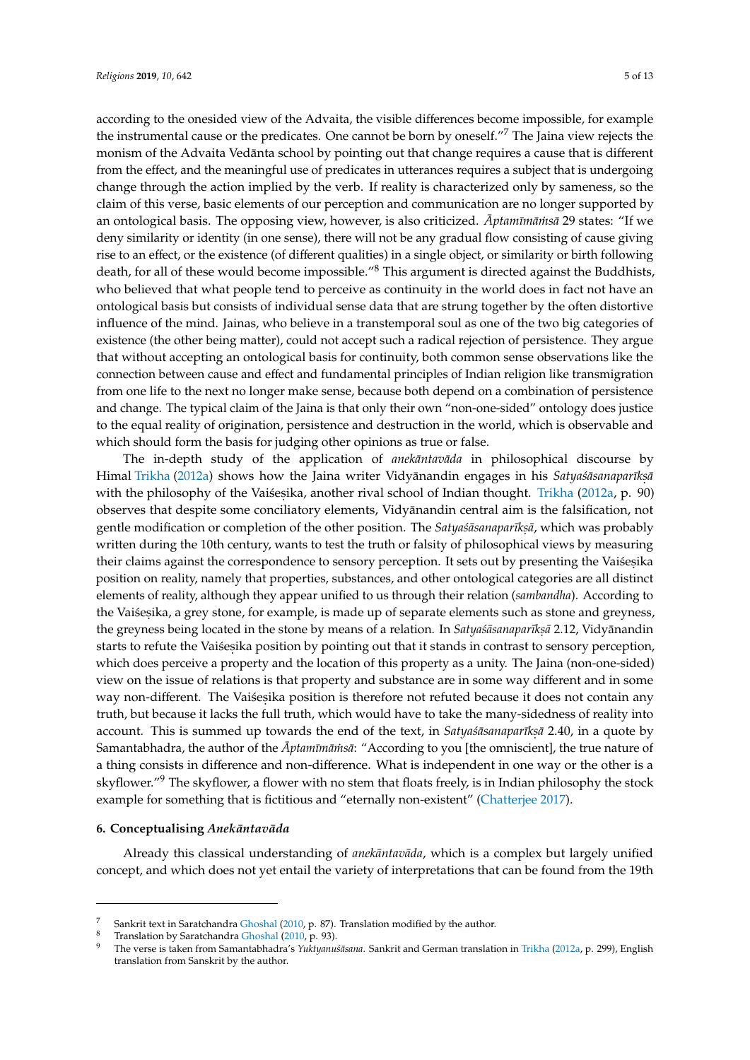according to the onesided view of the Advaita, the visible differences become impossible, for example the instrumental cause or the predicates. One cannot be born by oneself."[7] The Jaina view rejects the monism of the Advaita Vedānta school by pointing out that change requires a cause that is different from the effect, and the meaningful use of predicates in utterances requires a subject that is undergoing change through the action implied by the verb. If reality is characterized only by sameness, so the claim of this verse, basic elements of our perception and communication are no longer supported by an ontological basis. The opposing view, however, is also criticized. *Āptamīmāṁsā* 29 states: "If we deny similarity or identity (in one sense), there will not be any gradual flow consisting of cause giving rise to an effect, or the existence (of different qualities) in a single object, or similarity or birth following death, for all of these would become impossible."[8] This argument is directed against the Buddhists, who believed that what people tend to perceive as continuity in the world does in fact not have an ontological basis but consists of individual sense data that are strung together by the often distortive influence of the mind. Jainas, who believe in a transtemporal soul as one of the two big categories of existence (the other being matter), could not accept such a radical rejection of persistence. They argue that without accepting an ontological basis for continuity, both common sense observations like the connection between cause and effect and fundamental principles of Indian religion like transmigration from one life to the next no longer make sense, because both depend on a combination of persistence and change. The typical claim of the Jaina is that only their own "non-one-sided" ontology does justice to the equal reality of origination, persistence and destruction in the world, which is observable and which should form the basis for judging other opinions as true or false.

The in-depth study of the application of *anekāntavāda* in philosophical discourse by Himal Trikha (2012a) shows how the Jaina writer Vidyānandin engages in his *Satyaśāsanaparīkṣā* with the philosophy of the Vaiśeṣika, another rival school of Indian thought. Trikha (2012a, p. 90) observes that despite some conciliatory elements, Vidyānandin central aim is the falsification, not gentle modification or completion of the other position. The *Satyaśāsanaparīkṣā*, which was probably written during the 10th century, wants to test the truth or falsity of philosophical views by measuring their claims against the correspondence to sensory perception. It sets out by presenting the Vaiśeṣika position on reality, namely that properties, substances, and other ontological categories are all distinct elements of reality, although they appear unified to us through their relation (*sambandha*). According to the Vaiśeṣika, a grey stone, for example, is made up of separate elements such as stone and greyness, the greyness being located in the stone by means of a relation. In *Satyaśāsanaparīkṣā* 2.12, Vidyānandin starts to refute the Vaiśeṣika position by pointing out that it stands in contrast to sensory perception, which does perceive a property and the location of this property as a unity. The Jaina (non-one-sided) view on the issue of relations is that property and substance are in some way different and in some way non-different. The Vaiśeṣika position is therefore not refuted because it does not contain any truth, but because it lacks the full truth, which would have to take the many-sidedness of reality into account. This is summed up towards the end of the text, in *Satyaśāsanaparīkṣā* 2.40, in a quote by Samantabhadra, the author of the *Āptamīmāṁsā*: "According to you [the omniscient], the true nature of a thing consists in difference and non-difference. What is independent in one way or the other is a skyflower."[9] The skyflower, a flower with no stem that floats freely, is in Indian philosophy the stock example for something that is fictitious and "eternally non-existent" (Chatterjee 2017).

## 6. Conceptualising *Anekāntavāda*

Already this classical understanding of *anekāntavāda*, which is a complex but largely unified concept, and which does not yet entail the variety of interpretations that can be found from the 19th

---

[7] Sankrit text in Saratchandra Ghoshal (2010, p. 87). Translation modified by the author.

[8] Translation by Saratchandra Ghoshal (2010, p. 93).

[9] The verse is taken from Samantabhadra's *Yuktyanuśāsana*. Sankrit and German translation in Trikha (2012a, p. 299), English translation from Sanskrit by the author.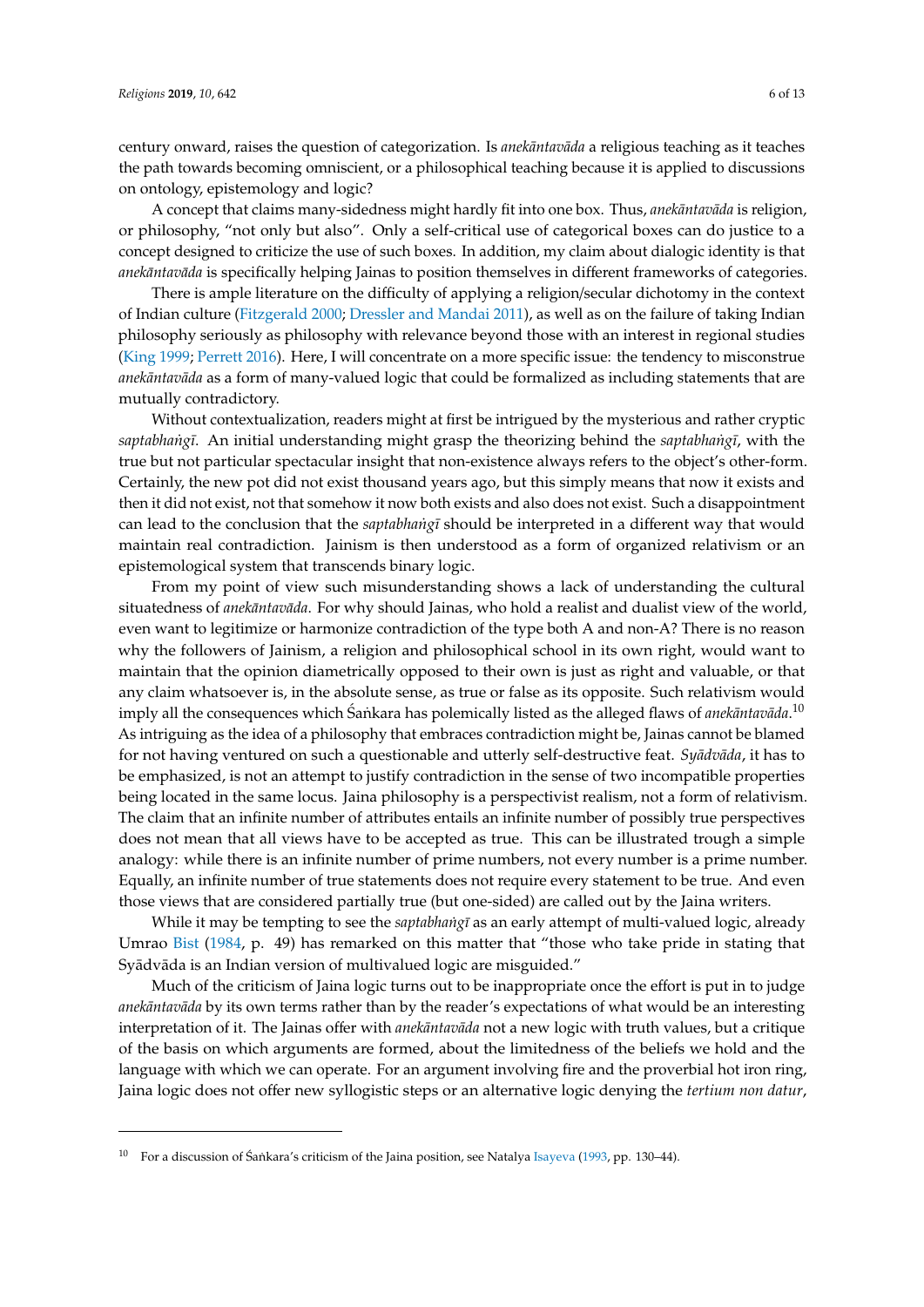century onward, raises the question of categorization. Is *anekāntavāda* a religious teaching as it teaches the path towards becoming omniscient, or a philosophical teaching because it is applied to discussions on ontology, epistemology and logic?

A concept that claims many-sidedness might hardly fit into one box. Thus, *anekāntavāda* is religion, or philosophy, "not only but also". Only a self-critical use of categorical boxes can do justice to a concept designed to criticize the use of such boxes. In addition, my claim about dialogic identity is that *anekāntavāda* is specifically helping Jainas to position themselves in different frameworks of categories.

There is ample literature on the difficulty of applying a religion/secular dichotomy in the context of Indian culture (Fitzgerald 2000; Dressler and Mandai 2011), as well as on the failure of taking Indian philosophy seriously as philosophy with relevance beyond those with an interest in regional studies (King 1999; Perrett 2016). Here, I will concentrate on a more specific issue: the tendency to misconstrue *anekāntavāda* as a form of many-valued logic that could be formalized as including statements that are mutually contradictory.

Without contextualization, readers might at first be intrigued by the mysterious and rather cryptic *saptabhaṅgī*. An initial understanding might grasp the theorizing behind the *saptabhaṅgī*, with the true but not particular spectacular insight that non-existence always refers to the object's other-form. Certainly, the new pot did not exist thousand years ago, but this simply means that now it exists and then it did not exist, not that somehow it now both exists and also does not exist. Such a disappointment can lead to the conclusion that the *saptabhaṅgī* should be interpreted in a different way that would maintain real contradiction. Jainism is then understood as a form of organized relativism or an epistemological system that transcends binary logic.

From my point of view such misunderstanding shows a lack of understanding the cultural situatedness of *anekāntavāda*. For why should Jainas, who hold a realist and dualist view of the world, even want to legitimize or harmonize contradiction of the type both A and non-A? There is no reason why the followers of Jainism, a religion and philosophical school in its own right, would want to maintain that the opinion diametrically opposed to their own is just as right and valuable, or that any claim whatsoever is, in the absolute sense, as true or false as its opposite. Such relativism would imply all the consequences which Śaṅkara has polemically listed as the alleged flaws of *anekāntavāda*.[10] As intriguing as the idea of a philosophy that embraces contradiction might be, Jainas cannot be blamed for not having ventured on such a questionable and utterly self-destructive feat. *Syādvāda*, it has to be emphasized, is not an attempt to justify contradiction in the sense of two incompatible properties being located in the same locus. Jaina philosophy is a perspectivist realism, not a form of relativism. The claim that an infinite number of attributes entails an infinite number of possibly true perspectives does not mean that all views have to be accepted as true. This can be illustrated trough a simple analogy: while there is an infinite number of prime numbers, not every number is a prime number. Equally, an infinite number of true statements does not require every statement to be true. And even those views that are considered partially true (but one-sided) are called out by the Jaina writers.

While it may be tempting to see the *saptabhaṅgī* as an early attempt of multi-valued logic, already Umrao Bist (1984, p. 49) has remarked on this matter that "those who take pride in stating that Syādvāda is an Indian version of multivalued logic are misguided."

Much of the criticism of Jaina logic turns out to be inappropriate once the effort is put in to judge *anekāntavāda* by its own terms rather than by the reader's expectations of what would be an interesting interpretation of it. The Jainas offer with *anekāntavāda* not a new logic with truth values, but a critique of the basis on which arguments are formed, about the limitedness of the beliefs we hold and the language with which we can operate. For an argument involving fire and the proverbial hot iron ring, Jaina logic does not offer new syllogistic steps or an alternative logic denying the *tertium non datur*,

---

[10] For a discussion of Śaṅkara's criticism of the Jaina position, see Natalya Isayeva (1993, pp. 130–44).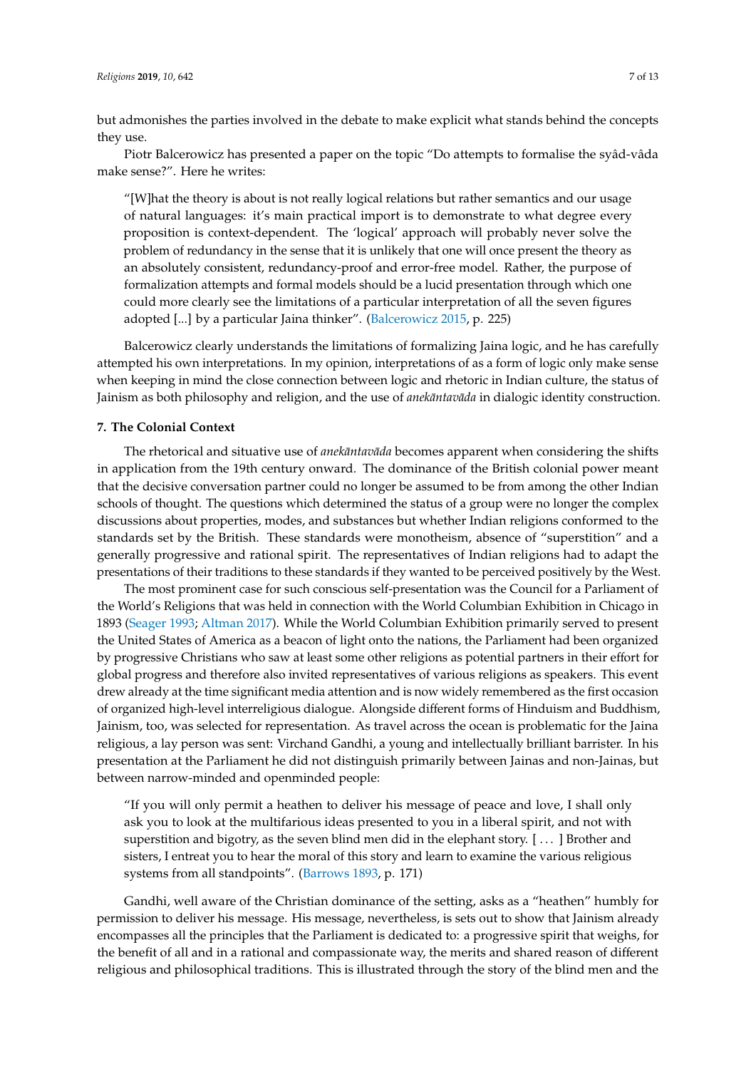but admonishes the parties involved in the debate to make explicit what stands behind the concepts they use.

Piotr Balcerowicz has presented a paper on the topic "Do attempts to formalise the syâd-vâda make sense?". Here he writes:

> "[W]hat the theory is about is not really logical relations but rather semantics and our usage of natural languages: it's main practical import is to demonstrate to what degree every proposition is context-dependent. The 'logical' approach will probably never solve the problem of redundancy in the sense that it is unlikely that one will once present the theory as an absolutely consistent, redundancy-proof and error-free model. Rather, the purpose of formalization attempts and formal models should be a lucid presentation through which one could more clearly see the limitations of a particular interpretation of all the seven figures adopted [...] by a particular Jaina thinker". (Balcerowicz 2015, p. 225)

Balcerowicz clearly understands the limitations of formalizing Jaina logic, and he has carefully attempted his own interpretations. In my opinion, interpretations of as a form of logic only make sense when keeping in mind the close connection between logic and rhetoric in Indian culture, the status of Jainism as both philosophy and religion, and the use of *anekāntavāda* in dialogic identity construction.

## 7. The Colonial Context

The rhetorical and situative use of *anekāntavāda* becomes apparent when considering the shifts in application from the 19th century onward. The dominance of the British colonial power meant that the decisive conversation partner could no longer be assumed to be from among the other Indian schools of thought. The questions which determined the status of a group were no longer the complex discussions about properties, modes, and substances but whether Indian religions conformed to the standards set by the British. These standards were monotheism, absence of "superstition" and a generally progressive and rational spirit. The representatives of Indian religions had to adapt the presentations of their traditions to these standards if they wanted to be perceived positively by the West.

The most prominent case for such conscious self-presentation was the Council for a Parliament of the World's Religions that was held in connection with the World Columbian Exhibition in Chicago in 1893 (Seager 1993; Altman 2017). While the World Columbian Exhibition primarily served to present the United States of America as a beacon of light onto the nations, the Parliament had been organized by progressive Christians who saw at least some other religions as potential partners in their effort for global progress and therefore also invited representatives of various religions as speakers. This event drew already at the time significant media attention and is now widely remembered as the first occasion of organized high-level interreligious dialogue. Alongside different forms of Hinduism and Buddhism, Jainism, too, was selected for representation. As travel across the ocean is problematic for the Jaina religious, a lay person was sent: Virchand Gandhi, a young and intellectually brilliant barrister. In his presentation at the Parliament he did not distinguish primarily between Jainas and non-Jainas, but between narrow-minded and openminded people:

> "If you will only permit a heathen to deliver his message of peace and love, I shall only ask you to look at the multifarious ideas presented to you in a liberal spirit, and not with superstition and bigotry, as the seven blind men did in the elephant story. [ . . . ] Brother and sisters, I entreat you to hear the moral of this story and learn to examine the various religious systems from all standpoints". (Barrows 1893, p. 171)

Gandhi, well aware of the Christian dominance of the setting, asks as a "heathen" humbly for permission to deliver his message. His message, nevertheless, is sets out to show that Jainism already encompasses all the principles that the Parliament is dedicated to: a progressive spirit that weighs, for the benefit of all and in a rational and compassionate way, the merits and shared reason of different religious and philosophical traditions. This is illustrated through the story of the blind men and the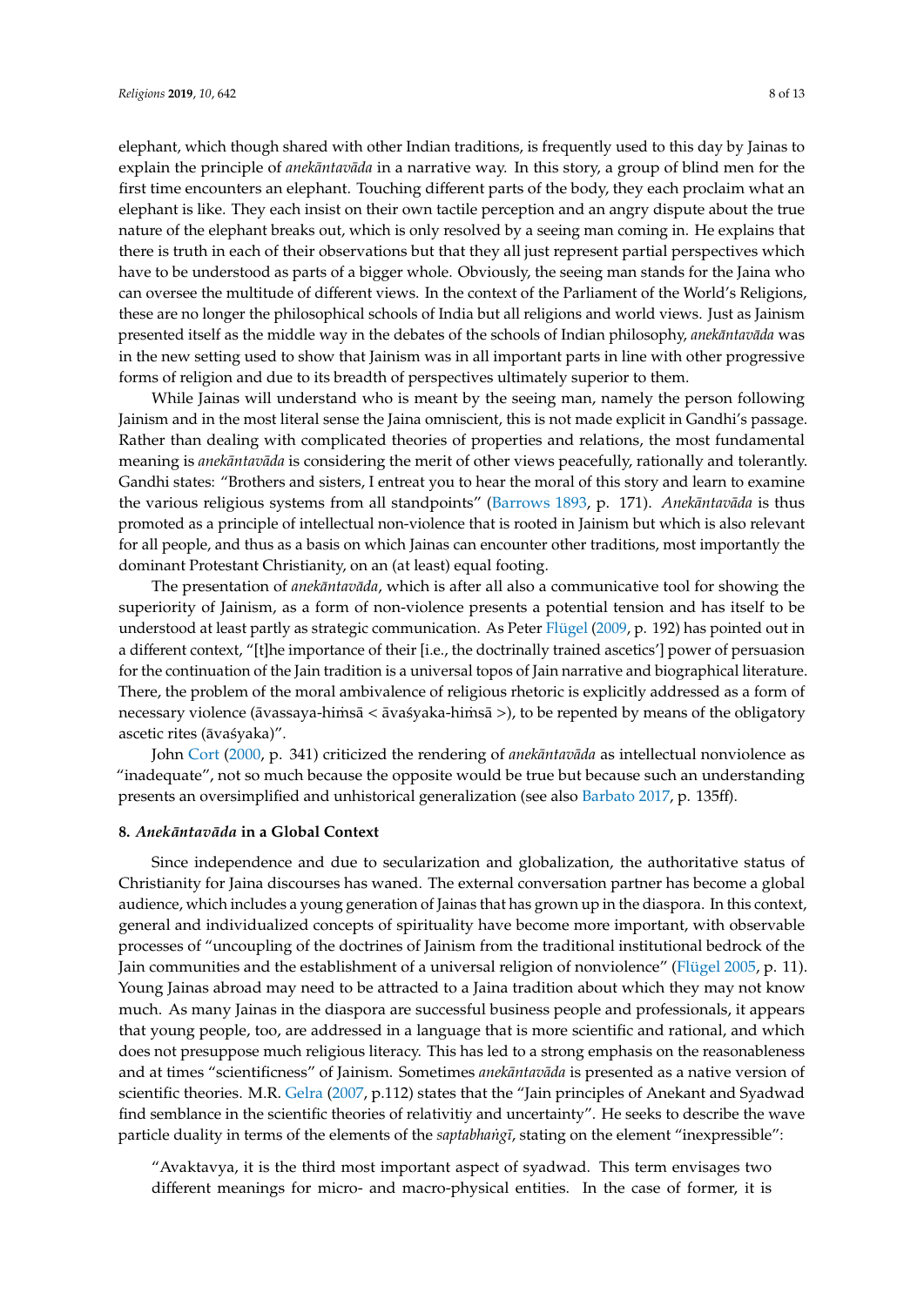elephant, which though shared with other Indian traditions, is frequently used to this day by Jainas to explain the principle of *anekāntavāda* in a narrative way. In this story, a group of blind men for the first time encounters an elephant. Touching different parts of the body, they each proclaim what an elephant is like. They each insist on their own tactile perception and an angry dispute about the true nature of the elephant breaks out, which is only resolved by a seeing man coming in. He explains that there is truth in each of their observations but that they all just represent partial perspectives which have to be understood as parts of a bigger whole. Obviously, the seeing man stands for the Jaina who can oversee the multitude of different views. In the context of the Parliament of the World's Religions, these are no longer the philosophical schools of India but all religions and world views. Just as Jainism presented itself as the middle way in the debates of the schools of Indian philosophy, *anekāntavāda* was in the new setting used to show that Jainism was in all important parts in line with other progressive forms of religion and due to its breadth of perspectives ultimately superior to them.

While Jainas will understand who is meant by the seeing man, namely the person following Jainism and in the most literal sense the Jaina omniscient, this is not made explicit in Gandhi's passage. Rather than dealing with complicated theories of properties and relations, the most fundamental meaning is *anekāntavāda* is considering the merit of other views peacefully, rationally and tolerantly. Gandhi states: "Brothers and sisters, I entreat you to hear the moral of this story and learn to examine the various religious systems from all standpoints" (Barrows 1893, p. 171). *Anekāntavāda* is thus promoted as a principle of intellectual non-violence that is rooted in Jainism but which is also relevant for all people, and thus as a basis on which Jainas can encounter other traditions, most importantly the dominant Protestant Christianity, on an (at least) equal footing.

The presentation of *anekāntavāda*, which is after all also a communicative tool for showing the superiority of Jainism, as a form of non-violence presents a potential tension and has itself to be understood at least partly as strategic communication. As Peter Flügel (2009, p. 192) has pointed out in a different context, "[t]he importance of their [i.e., the doctrinally trained ascetics'] power of persuasion for the continuation of the Jain tradition is a universal topos of Jain narrative and biographical literature. There, the problem of the moral ambivalence of religious rhetoric is explicitly addressed as a form of necessary violence (āvassaya-hiṁsā < āvaśyaka-hiṁsā >), to be repented by means of the obligatory ascetic rites (āvaśyaka)".

John Cort (2000, p. 341) criticized the rendering of *anekāntavāda* as intellectual nonviolence as "inadequate", not so much because the opposite would be true but because such an understanding presents an oversimplified and unhistorical generalization (see also Barbato 2017, p. 135ff).

## 8. *Anekāntavāda* in a Global Context

Since independence and due to secularization and globalization, the authoritative status of Christianity for Jaina discourses has waned. The external conversation partner has become a global audience, which includes a young generation of Jainas that has grown up in the diaspora. In this context, general and individualized concepts of spirituality have become more important, with observable processes of "uncoupling of the doctrines of Jainism from the traditional institutional bedrock of the Jain communities and the establishment of a universal religion of nonviolence" (Flügel 2005, p. 11). Young Jainas abroad may need to be attracted to a Jaina tradition about which they may not know much. As many Jainas in the diaspora are successful business people and professionals, it appears that young people, too, are addressed in a language that is more scientific and rational, and which does not presuppose much religious literacy. This has led to a strong emphasis on the reasonableness and at times "scientificness" of Jainism. Sometimes *anekāntavāda* is presented as a native version of scientific theories. M.R. Gelra (2007, p.112) states that the "Jain principles of Anekant and Syadwad find semblance in the scientific theories of relativitiy and uncertainty". He seeks to describe the wave particle duality in terms of the elements of the *saptabhaṅgī*, stating on the element "inexpressible":

> "Avaktavya, it is the third most important aspect of syadwad. This term envisages two different meanings for micro- and macro-physical entities. In the case of former, it is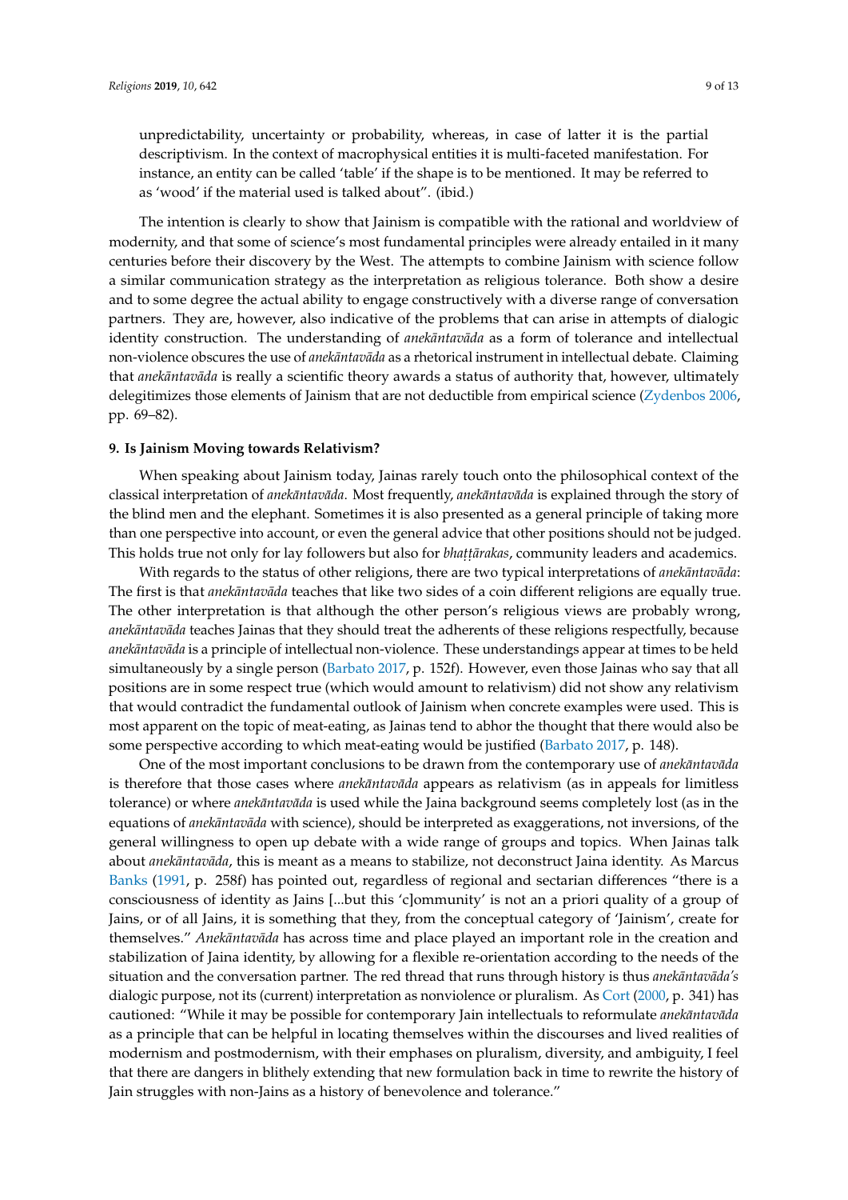unpredictability, uncertainty or probability, whereas, in case of latter it is the partial descriptivism. In the context of macrophysical entities it is multi-faceted manifestation. For instance, an entity can be called 'table' if the shape is to be mentioned. It may be referred to as 'wood' if the material used is talked about". (ibid.)

The intention is clearly to show that Jainism is compatible with the rational and worldview of modernity, and that some of science's most fundamental principles were already entailed in it many centuries before their discovery by the West. The attempts to combine Jainism with science follow a similar communication strategy as the interpretation as religious tolerance. Both show a desire and to some degree the actual ability to engage constructively with a diverse range of conversation partners. They are, however, also indicative of the problems that can arise in attempts of dialogic identity construction. The understanding of *anekāntavāda* as a form of tolerance and intellectual non-violence obscures the use of *anekāntavāda* as a rhetorical instrument in intellectual debate. Claiming that *anekāntavāda* is really a scientific theory awards a status of authority that, however, ultimately delegitimizes those elements of Jainism that are not deductible from empirical science (Zydenbos 2006, pp. 69–82).

## 9. Is Jainism Moving towards Relativism?

When speaking about Jainism today, Jainas rarely touch onto the philosophical context of the classical interpretation of *anekāntavāda*. Most frequently, *anekāntavāda* is explained through the story of the blind men and the elephant. Sometimes it is also presented as a general principle of taking more than one perspective into account, or even the general advice that other positions should not be judged. This holds true not only for lay followers but also for *bhaṭṭārakas*, community leaders and academics.

With regards to the status of other religions, there are two typical interpretations of *anekāntavāda*: The first is that *anekāntavāda* teaches that like two sides of a coin different religions are equally true. The other interpretation is that although the other person's religious views are probably wrong, *anekāntavāda* teaches Jainas that they should treat the adherents of these religions respectfully, because *anekāntavāda* is a principle of intellectual non-violence. These understandings appear at times to be held simultaneously by a single person (Barbato 2017, p. 152f). However, even those Jainas who say that all positions are in some respect true (which would amount to relativism) did not show any relativism that would contradict the fundamental outlook of Jainism when concrete examples were used. This is most apparent on the topic of meat-eating, as Jainas tend to abhor the thought that there would also be some perspective according to which meat-eating would be justified (Barbato 2017, p. 148).

One of the most important conclusions to be drawn from the contemporary use of *anekāntavāda* is therefore that those cases where *anekāntavāda* appears as relativism (as in appeals for limitless tolerance) or where *anekāntavāda* is used while the Jaina background seems completely lost (as in the equations of *anekāntavāda* with science), should be interpreted as exaggerations, not inversions, of the general willingness to open up debate with a wide range of groups and topics. When Jainas talk about *anekāntavāda*, this is meant as a means to stabilize, not deconstruct Jaina identity. As Marcus Banks (1991, p. 258f) has pointed out, regardless of regional and sectarian differences "there is a consciousness of identity as Jains [...but this 'c]ommunity' is not an a priori quality of a group of Jains, or of all Jains, it is something that they, from the conceptual category of 'Jainism', create for themselves." *Anekāntavāda* has across time and place played an important role in the creation and stabilization of Jaina identity, by allowing for a flexible re-orientation according to the needs of the situation and the conversation partner. The red thread that runs through history is thus *anekāntavāda's* dialogic purpose, not its (current) interpretation as nonviolence or pluralism. As Cort (2000, p. 341) has cautioned: "While it may be possible for contemporary Jain intellectuals to reformulate *anekāntavāda* as a principle that can be helpful in locating themselves within the discourses and lived realities of modernism and postmodernism, with their emphases on pluralism, diversity, and ambiguity, I feel that there are dangers in blithely extending that new formulation back in time to rewrite the history of Jain struggles with non-Jains as a history of benevolence and tolerance."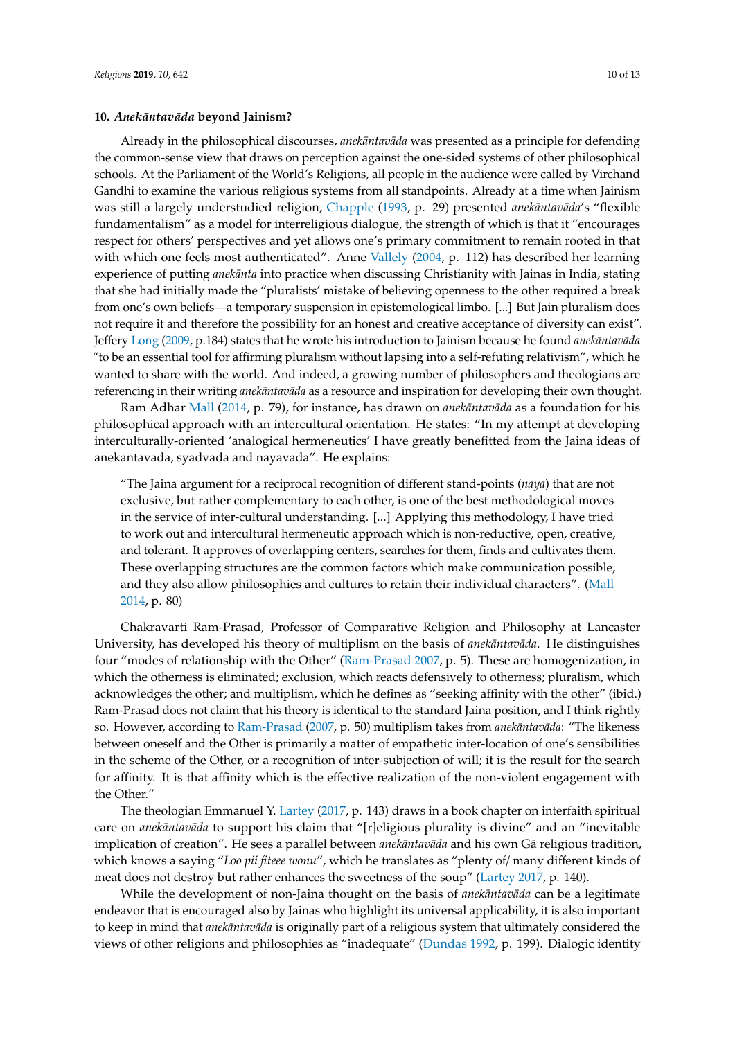### 10. *Anekāntavāda* beyond Jainism?

Already in the philosophical discourses, *anekāntavāda* was presented as a principle for defending the common-sense view that draws on perception against the one-sided systems of other philosophical schools. At the Parliament of the World's Religions, all people in the audience were called by Virchand Gandhi to examine the various religious systems from all standpoints. Already at a time when Jainism was still a largely understudied religion, Chapple (1993, p. 29) presented *anekāntavāda*'s "flexible fundamentalism" as a model for interreligious dialogue, the strength of which is that it "encourages respect for others' perspectives and yet allows one's primary commitment to remain rooted in that with which one feels most authenticated". Anne Vallely (2004, p. 112) has described her learning experience of putting *anekānta* into practice when discussing Christianity with Jainas in India, stating that she had initially made the "pluralists' mistake of believing openness to the other required a break from one's own beliefs—a temporary suspension in epistemological limbo. [...] But Jain pluralism does not require it and therefore the possibility for an honest and creative acceptance of diversity can exist". Jeffery Long (2009, p.184) states that he wrote his introduction to Jainism because he found *anekāntavāda* "to be an essential tool for affirming pluralism without lapsing into a self-refuting relativism", which he wanted to share with the world. And indeed, a growing number of philosophers and theologians are referencing in their writing *anekāntavāda* as a resource and inspiration for developing their own thought.

Ram Adhar Mall (2014, p. 79), for instance, has drawn on *anekāntavāda* as a foundation for his philosophical approach with an intercultural orientation. He states: "In my attempt at developing interculturally-oriented 'analogical hermeneutics' I have greatly benefitted from the Jaina ideas of anekantavada, syadvada and nayavada". He explains:

> "The Jaina argument for a reciprocal recognition of different stand-points (*naya*) that are not exclusive, but rather complementary to each other, is one of the best methodological moves in the service of inter-cultural understanding. [...] Applying this methodology, I have tried to work out and intercultural hermeneutic approach which is non-reductive, open, creative, and tolerant. It approves of overlapping centers, searches for them, finds and cultivates them. These overlapping structures are the common factors which make communication possible, and they also allow philosophies and cultures to retain their individual characters". (Mall 2014, p. 80)

Chakravarti Ram-Prasad, Professor of Comparative Religion and Philosophy at Lancaster University, has developed his theory of multiplism on the basis of *anekāntavāda*. He distinguishes four "modes of relationship with the Other" (Ram-Prasad 2007, p. 5). These are homogenization, in which the otherness is eliminated; exclusion, which reacts defensively to otherness; pluralism, which acknowledges the other; and multiplism, which he defines as "seeking affinity with the other" (ibid.) Ram-Prasad does not claim that his theory is identical to the standard Jaina position, and I think rightly so. However, according to Ram-Prasad (2007, p. 50) multiplism takes from *anekāntavāda*: "The likeness between oneself and the Other is primarily a matter of empathetic inter-location of one's sensibilities in the scheme of the Other, or a recognition of inter-subjection of will; it is the result for the search for affinity. It is that affinity which is the effective realization of the non-violent engagement with the Other."

The theologian Emmanuel Y. Lartey (2017, p. 143) draws in a book chapter on interfaith spiritual care on *anekāntavāda* to support his claim that "[r]eligious plurality is divine" and an "inevitable implication of creation". He sees a parallel between *anekāntavāda* and his own Gã religious tradition, which knows a saying "*Loo pii fiteee wonu*", which he translates as "plenty of/ many different kinds of meat does not destroy but rather enhances the sweetness of the soup" (Lartey 2017, p. 140).

While the development of non-Jaina thought on the basis of *anekāntavāda* can be a legitimate endeavor that is encouraged also by Jainas who highlight its universal applicability, it is also important to keep in mind that *anekāntavāda* is originally part of a religious system that ultimately considered the views of other religions and philosophies as "inadequate" (Dundas 1992, p. 199). Dialogic identity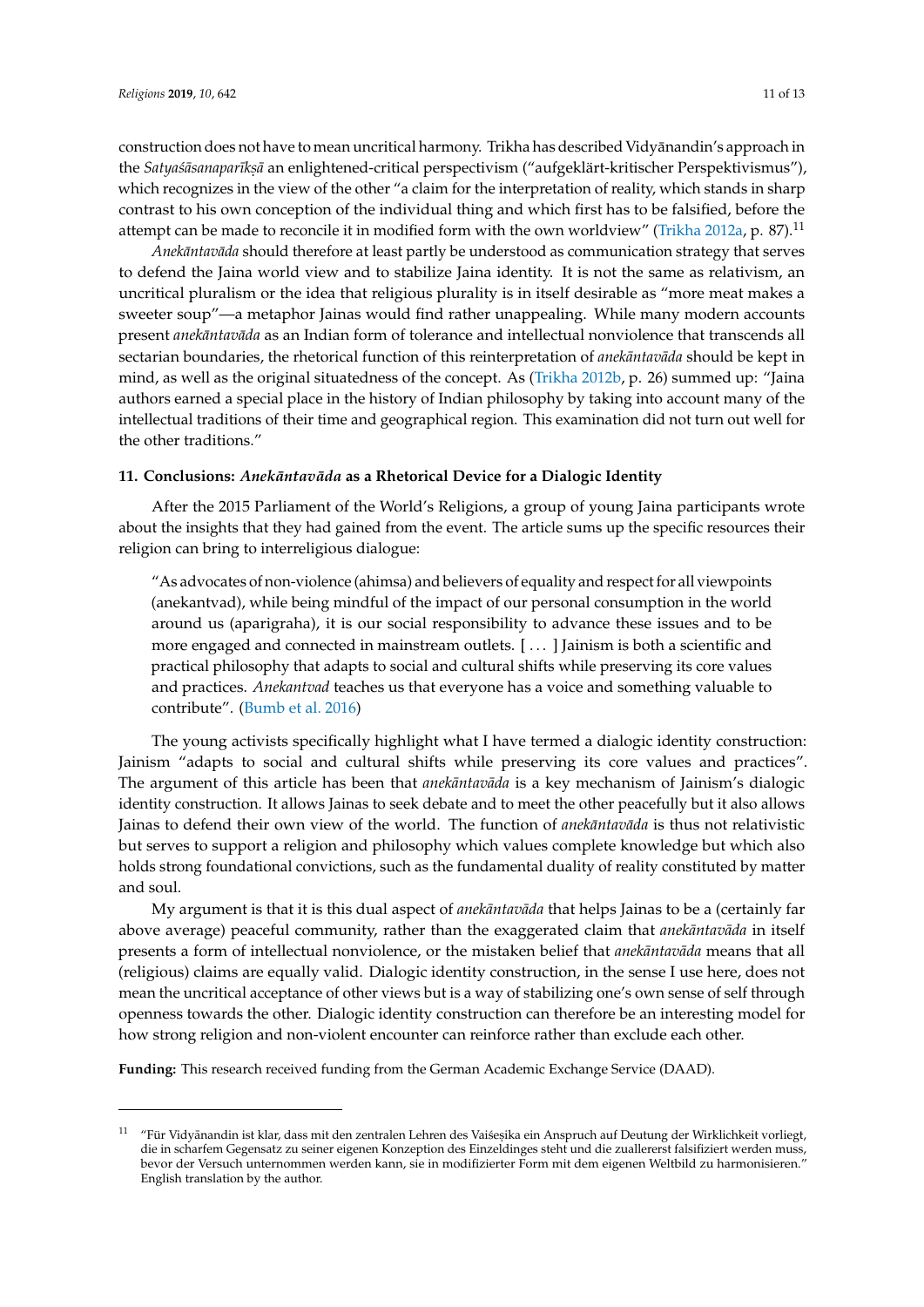construction does not have to mean uncritical harmony. Trikha has described Vidyānandin's approach in the *Satyaśāsanaparīkṣā* an enlightened-critical perspectivism ("aufgeklärt-kritischer Perspektivismus"), which recognizes in the view of the other "a claim for the interpretation of reality, which stands in sharp contrast to his own conception of the individual thing and which first has to be falsified, before the attempt can be made to reconcile it in modified form with the own worldview" (Trikha 2012a, p. 87).[11]

*Anekāntavāda* should therefore at least partly be understood as communication strategy that serves to defend the Jaina world view and to stabilize Jaina identity. It is not the same as relativism, an uncritical pluralism or the idea that religious plurality is in itself desirable as "more meat makes a sweeter soup"—a metaphor Jainas would find rather unappealing. While many modern accounts present *anekāntavāda* as an Indian form of tolerance and intellectual nonviolence that transcends all sectarian boundaries, the rhetorical function of this reinterpretation of *anekāntavāda* should be kept in mind, as well as the original situatedness of the concept. As (Trikha 2012b, p. 26) summed up: "Jaina authors earned a special place in the history of Indian philosophy by taking into account many of the intellectual traditions of their time and geographical region. This examination did not turn out well for the other traditions."

## 11. Conclusions: *Anekāntavāda* as a Rhetorical Device for a Dialogic Identity

After the 2015 Parliament of the World's Religions, a group of young Jaina participants wrote about the insights that they had gained from the event. The article sums up the specific resources their religion can bring to interreligious dialogue:

> "As advocates of non-violence (ahimsa) and believers of equality and respect for all viewpoints (anekantvad), while being mindful of the impact of our personal consumption in the world around us (aparigraha), it is our social responsibility to advance these issues and to be more engaged and connected in mainstream outlets. [ . . . ] Jainism is both a scientific and practical philosophy that adapts to social and cultural shifts while preserving its core values and practices. *Anekantvad* teaches us that everyone has a voice and something valuable to contribute". (Bumb et al. 2016)

The young activists specifically highlight what I have termed a dialogic identity construction: Jainism "adapts to social and cultural shifts while preserving its core values and practices". The argument of this article has been that *anekāntavāda* is a key mechanism of Jainism's dialogic identity construction. It allows Jainas to seek debate and to meet the other peacefully but it also allows Jainas to defend their own view of the world. The function of *anekāntavāda* is thus not relativistic but serves to support a religion and philosophy which values complete knowledge but which also holds strong foundational convictions, such as the fundamental duality of reality constituted by matter and soul.

My argument is that it is this dual aspect of *anekāntavāda* that helps Jainas to be a (certainly far above average) peaceful community, rather than the exaggerated claim that *anekāntavāda* in itself presents a form of intellectual nonviolence, or the mistaken belief that *anekāntavāda* means that all (religious) claims are equally valid. Dialogic identity construction, in the sense I use here, does not mean the uncritical acceptance of other views but is a way of stabilizing one's own sense of self through openness towards the other. Dialogic identity construction can therefore be an interesting model for how strong religion and non-violent encounter can reinforce rather than exclude each other.

**Funding:** This research received funding from the German Academic Exchange Service (DAAD).

---

[11] "Für Vidyānandin ist klar, dass mit den zentralen Lehren des Vaiśeṣika ein Anspruch auf Deutung der Wirklichkeit vorliegt, die in scharfem Gegensatz zu seiner eigenen Konzeption des Einzeldinges steht und die zuallererst falsifiziert werden muss, bevor der Versuch unternommen werden kann, sie in modifizierter Form mit dem eigenen Weltbild zu harmonisieren." English translation by the author.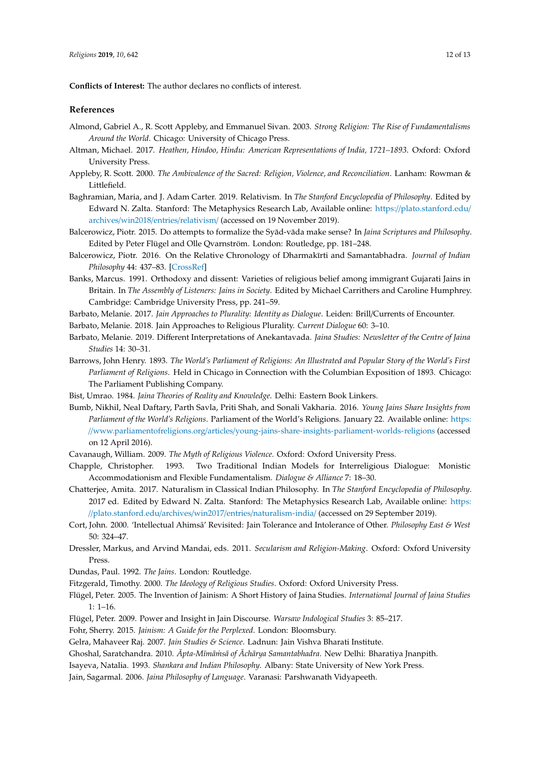**Conflicts of Interest:** The author declares no conflicts of interest.

## References

Almond, Gabriel A., R. Scott Appleby, and Emmanuel Sivan. 2003. *Strong Religion: The Rise of Fundamentalisms Around the World*. Chicago: University of Chicago Press.

Altman, Michael. 2017. *Heathen, Hindoo, Hindu: American Representations of India, 1721–1893*. Oxford: Oxford University Press.

Appleby, R. Scott. 2000. *The Ambivalence of the Sacred: Religion, Violence, and Reconciliation*. Lanham: Rowman & Littlefield.

Baghramian, Maria, and J. Adam Carter. 2019. Relativism. In *The Stanford Encyclopedia of Philosophy*. Edited by Edward N. Zalta. Stanford: The Metaphysics Research Lab, Available online: https://plato.stanford.edu/archives/win2018/entries/relativism/ (accessed on 19 November 2019).

Balcerowicz, Piotr. 2015. Do attempts to formalize the Syād-vāda make sense? In *Jaina Scriptures and Philosophy*. Edited by Peter Flügel and Olle Qvarnström. London: Routledge, pp. 181–248.

Balcerowicz, Piotr. 2016. On the Relative Chronology of Dharmakīrti and Samantabhadra. *Journal of Indian Philosophy* 44: 437–83. [CrossRef]

Banks, Marcus. 1991. Orthodoxy and dissent: Varieties of religious belief among immigrant Gujarati Jains in Britain. In *The Assembly of Listeners: Jains in Society*. Edited by Michael Carrithers and Caroline Humphrey. Cambridge: Cambridge University Press, pp. 241–59.

Barbato, Melanie. 2017. *Jain Approaches to Plurality: Identity as Dialogue*. Leiden: Brill/Currents of Encounter.

Barbato, Melanie. 2018. Jain Approaches to Religious Plurality. *Current Dialogue* 60: 3–10.

Barbato, Melanie. 2019. Different Interpretations of Anekantavada. *Jaina Studies: Newsletter of the Centre of Jaina Studies* 14: 30–31.

Barrows, John Henry. 1893. *The World's Parliament of Religions: An Illustrated and Popular Story of the World's First Parliament of Religions*. Held in Chicago in Connection with the Columbian Exposition of 1893. Chicago: The Parliament Publishing Company.

Bist, Umrao. 1984. *Jaina Theories of Reality and Knowledge*. Delhi: Eastern Book Linkers.

Bumb, Nikhil, Neal Daftary, Parth Savla, Priti Shah, and Sonali Vakharia. 2016. *Young Jains Share Insights from Parliament of the World's Religions*. Parliament of the World's Religions. January 22. Available online: https://www.parliamentofreligions.org/articles/young-jains-share-insights-parliament-worlds-religions (accessed on 12 April 2016).

Cavanaugh, William. 2009. *The Myth of Religious Violence*. Oxford: Oxford University Press.

Chapple, Christopher. 1993. Two Traditional Indian Models for Interreligious Dialogue: Monistic Accommodationism and Flexible Fundamentalism. *Dialogue & Alliance* 7: 18–30.

Chatterjee, Amita. 2017. Naturalism in Classical Indian Philosophy. In *The Stanford Encyclopedia of Philosophy*. 2017 ed. Edited by Edward N. Zalta. Stanford: The Metaphysics Research Lab, Available online: https://plato.stanford.edu/archives/win2017/entries/naturalism-india/ (accessed on 29 September 2019).

Cort, John. 2000. 'Intellectual Ahimsā' Revisited: Jain Tolerance and Intolerance of Other. *Philosophy East & West* 50: 324–47.

Dressler, Markus, and Arvind Mandai, eds. 2011. *Secularism and Religion-Making*. Oxford: Oxford University Press.

Dundas, Paul. 1992. *The Jains*. London: Routledge.

Fitzgerald, Timothy. 2000. *The Ideology of Religious Studies*. Oxford: Oxford University Press.

Flügel, Peter. 2005. The Invention of Jainism: A Short History of Jaina Studies. *International Journal of Jaina Studies* 1: 1–16.

Flügel, Peter. 2009. Power and Insight in Jain Discourse. *Warsaw Indological Studies* 3: 85–217.

Fohr, Sherry. 2015. *Jainism: A Guide for the Perplexed*. London: Bloomsbury.

Gelra, Mahaveer Raj. 2007. *Jain Studies & Science*. Ladnun: Jain Vishva Bharati Institute.

Ghoshal, Saratchandra. 2010. *Āpta-Mīmāṁsā of Āchārya Samantabhadra*. New Delhi: Bharatiya Jnanpith.

Isayeva, Natalia. 1993. *Shankara and Indian Philosophy*. Albany: State University of New York Press.

Jain, Sagarmal. 2006. *Jaina Philosophy of Language*. Varanasi: Parshwanath Vidyapeeth.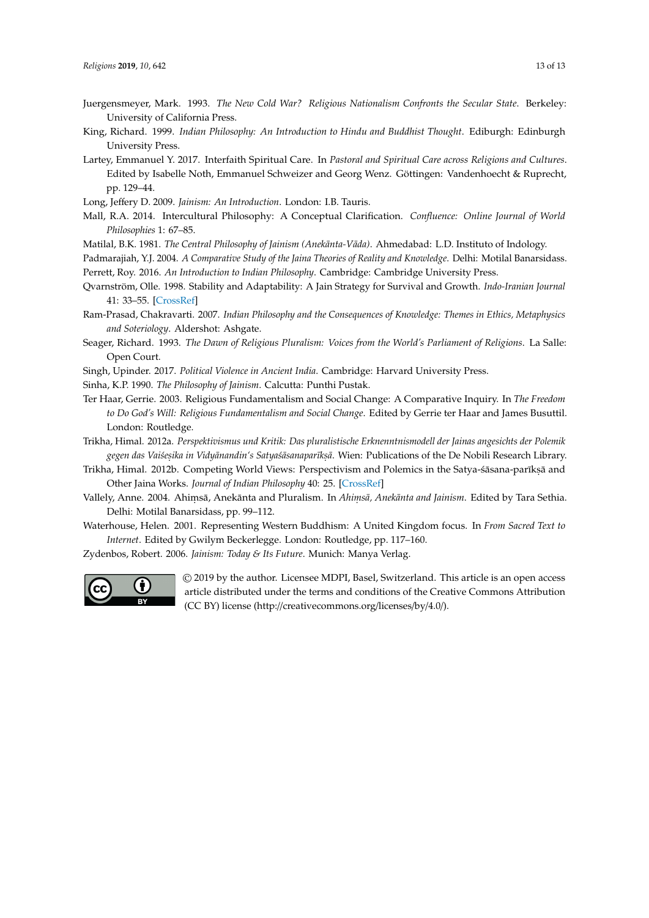Juergensmeyer, Mark. 1993. *The New Cold War? Religious Nationalism Confronts the Secular State*. Berkeley: University of California Press.

King, Richard. 1999. *Indian Philosophy: An Introduction to Hindu and Buddhist Thought*. Ediburgh: Edinburgh University Press.

Lartey, Emmanuel Y. 2017. Interfaith Spiritual Care. In *Pastoral and Spiritual Care across Religions and Cultures*. Edited by Isabelle Noth, Emmanuel Schweizer and Georg Wenz. Göttingen: Vandenhoecht & Ruprecht, pp. 129–44.

Long, Jeffery D. 2009. *Jainism: An Introduction*. London: I.B. Tauris.

Mall, R.A. 2014. Intercultural Philosophy: A Conceptual Clarification. *Confluence: Online Journal of World Philosophies* 1: 67–85.

Matilal, B.K. 1981. *The Central Philosophy of Jainism (Anekānta-Vāda)*. Ahmedabad: L.D. Instituto of Indology.

Padmarajiah, Y.J. 2004. *A Comparative Study of the Jaina Theories of Reality and Knowledge*. Delhi: Motilal Banarsidass.

Perrett, Roy. 2016. *An Introduction to Indian Philosophy*. Cambridge: Cambridge University Press.

Qvarnström, Olle. 1998. Stability and Adaptability: A Jain Strategy for Survival and Growth. *Indo-Iranian Journal* 41: 33–55. [CrossRef]

Ram-Prasad, Chakravarti. 2007. *Indian Philosophy and the Consequences of Knowledge: Themes in Ethics, Metaphysics and Soteriology*. Aldershot: Ashgate.

Seager, Richard. 1993. *The Dawn of Religious Pluralism: Voices from the World's Parliament of Religions*. La Salle: Open Court.

Singh, Upinder. 2017. *Political Violence in Ancient India*. Cambridge: Harvard University Press.

Sinha, K.P. 1990. *The Philosophy of Jainism*. Calcutta: Punthi Pustak.

Ter Haar, Gerrie. 2003. Religious Fundamentalism and Social Change: A Comparative Inquiry. In *The Freedom to Do God's Will: Religious Fundamentalism and Social Change*. Edited by Gerrie ter Haar and James Busuttil. London: Routledge.

Trikha, Himal. 2012a. *Perspektivismus und Kritik: Das pluralistische Erkenntnismodell der Jainas angesichts der Polemik gegen das Vaiśeṣika in Vidyānandin's Satyaśāsanaparīkṣā*. Wien: Publications of the De Nobili Research Library.

Trikha, Himal. 2012b. Competing World Views: Perspectivism and Polemics in the Satya-śāsana-parīkṣā and Other Jaina Works. *Journal of Indian Philosophy* 40: 25. [CrossRef]

Vallely, Anne. 2004. Ahiṃsā, Anekānta and Pluralism. In *Ahiṃsā, Anekānta and Jainism*. Edited by Tara Sethia. Delhi: Motilal Banarsidass, pp. 99–112.

Waterhouse, Helen. 2001. Representing Western Buddhism: A United Kingdom focus. In *From Sacred Text to Internet*. Edited by Gwilym Beckerlegge. London: Routledge, pp. 117–160.

Zydenbos, Robert. 2006. *Jainism: Today & Its Future*. Munich: Manya Verlag.

© 2019 by the author. Licensee MDPI, Basel, Switzerland. This article is an open access article distributed under the terms and conditions of the Creative Commons Attribution (CC BY) license (http://creativecommons.org/licenses/by/4.0/).